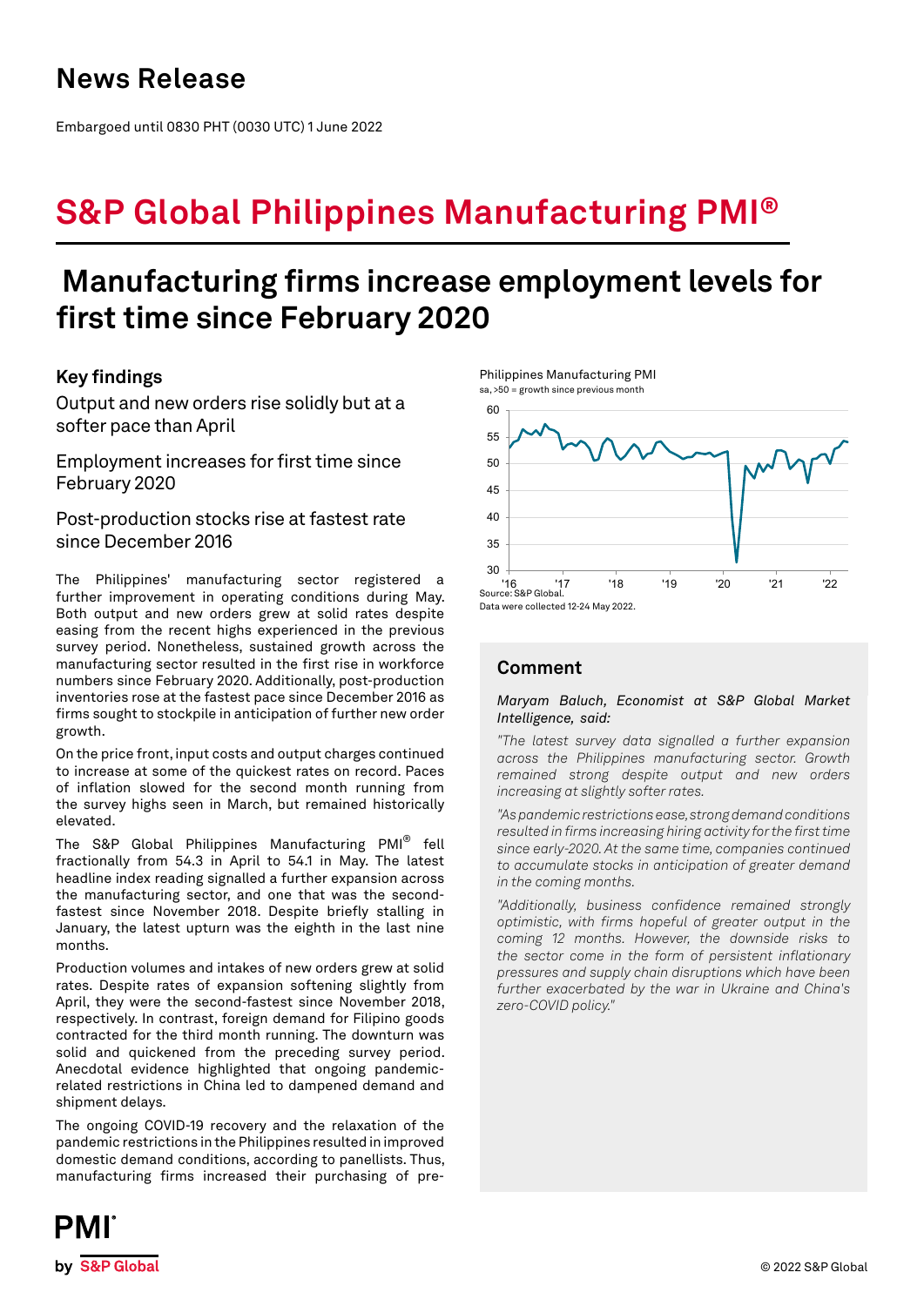# News Release

Embargoed until 0830 PHT (0030 UTC) 1 June 2022

# S&P Global Philippines Manufacturing PMI®

## Manufacturing firms increase employment levels for first time since February 2020

### Key findings

Output and new orders rise solidly but at a softer pace than April

Employment increases for first time since February 2020

Post-production stocks rise at fastest rate since December 2016

The Philippines' manufacturing sector registered a further improvement in operating conditions during May. Both output and new orders grew at solid rates despite easing from the recent highs experienced in the previous survey period. Nonetheless, sustained growth across the manufacturing sector resulted in the first rise in workforce numbers since February 2020. Additionally, post-production inventories rose at the fastest pace since December 2016 as firms sought to stockpile in anticipation of further new order growth.

On the price front, input costs and output charges continued to increase at some of the quickest rates on record. Paces of inflation slowed for the second month running from the survey highs seen in March, but remained historically elevated.

The S&P Global Philippines Manufacturing PMI® fell fractionally from 54.3 in April to 54.1 in May. The latest headline index reading signalled a further expansion across the manufacturing sector, and one that was the second-fastest since November 2018. Despite briefly stalling in January, the latest upturn was the eighth in the last nine months.

Production volumes and intakes of new orders grew at solid rates. Despite rates of expansion softening slightly from April, they were the second-fastest since November 2018, respectively. In contrast, foreign demand for Filipino goods contracted for the third month running. The downturn was solid and quickened from the preceding survey period. Anecdotal evidence highlighted that ongoing pandemic-related restrictions in China led to dampened demand and shipment delays.

The ongoing COVID-19 recovery and the relaxation of the pandemic restrictions in the Philippines resulted in improved domestic demand conditions, according to panellists. Thus, manufacturing firms increased their purchasing of pre-

Philippines Manufacturing PMI
sa, >50 = growth since previous month

Source: S&P Global.
Data were collected 12-24 May 2022.

### Comment

*Maryam Baluch, Economist at S&P Global Market Intelligence, said:*

*"The latest survey data signalled a further expansion across the Philippines manufacturing sector. Growth remained strong despite output and new orders increasing at slightly softer rates.*

*"As pandemic restrictions ease, strong demand conditions resulted in firms increasing hiring activity for the first time since early-2020. At the same time, companies continued to accumulate stocks in anticipation of greater demand in the coming months.*

*"Additionally, business confidence remained strongly optimistic, with firms hopeful of greater output in the coming 12 months. However, the downside risks to the sector come in the form of persistent inflationary pressures and supply chain disruptions which have been further exacerbated by the war in Ukraine and China's zero-COVID policy."*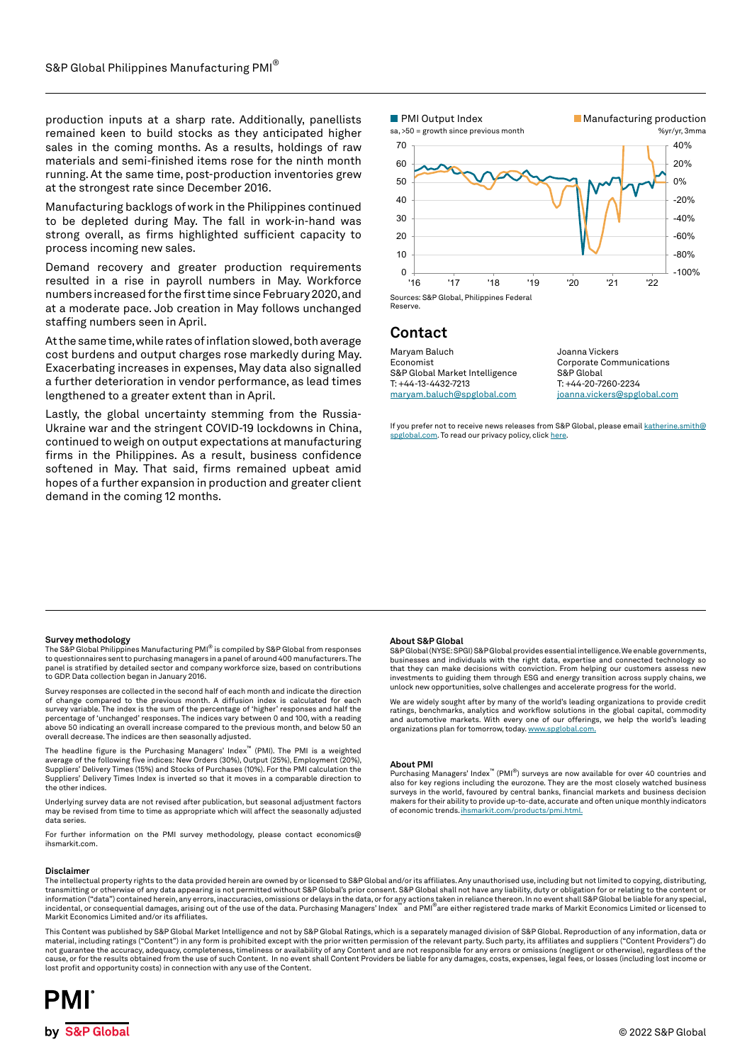production inputs at a sharp rate. Additionally, panellists remained keen to build stocks as they anticipated higher sales in the coming months. As a results, holdings of raw materials and semi-finished items rose for the ninth month running. At the same time, post-production inventories grew at the strongest rate since December 2016.

Manufacturing backlogs of work in the Philippines continued to be depleted during May. The fall in work-in-hand was strong overall, as firms highlighted sufficient capacity to process incoming new sales.

Demand recovery and greater production requirements resulted in a rise in payroll numbers in May. Workforce numbers increased for the first time since February 2020, and at a moderate pace. Job creation in May follows unchanged staffing numbers seen in April.

At the same time, while rates of inflation slowed, both average cost burdens and output charges rose markedly during May. Exacerbating increases in expenses, May data also signalled a further deterioration in vendor performance, as lead times lengthened to a greater extent than in April.

Lastly, the global uncertainty stemming from the Russia-Ukraine war and the stringent COVID-19 lockdowns in China, continued to weigh on output expectations at manufacturing firms in the Philippines. As a result, business confidence softened in May. That said, firms remained upbeat amid hopes of a further expansion in production and greater client demand in the coming 12 months.

PMI Output Index
sa, >50 = growth since previous month
Manufacturing production
%yr/yr, 3mma
70 60 50 40 30 20 10 0
40% 20% 0% -20% -40% -60% -80% -100%
'16 '17 '18 '19 '20 '21 '22

Sources: S&P Global, Philippines Federal Reserve.

## Contact

Maryam Baluch
Economist
S&P Global Market Intelligence
T: +44-13-4432-7213
maryam.baluch@spglobal.com

Joanna Vickers
Corporate Communications
S&P Global
T: +44-20-7260-2234
joanna.vickers@spglobal.com

If you prefer not to receive news releases from S&P Global, please email katherine.smith@spglobal.com. To read our privacy policy, click here.

### Survey methodology

The S&P Global Philippines Manufacturing PMI® is compiled by S&P Global from responses to questionnaires sent to purchasing managers in a panel of around 400 manufacturers. The panel is stratified by detailed sector and company workforce size, based on contributions to GDP. Data collection began in January 2016.

Survey responses are collected in the second half of each month and indicate the direction of change compared to the previous month. A diffusion index is calculated for each survey variable. The index is the sum of the percentage of 'higher' responses and half the percentage of 'unchanged' responses. The indices vary between 0 and 100, with a reading above 50 indicating an overall increase compared to the previous month, and below 50 an overall decrease. The indices are then seasonally adjusted.

The headline figure is the Purchasing Managers' Index™ (PMI). The PMI is a weighted average of the following five indices: New Orders (30%), Output (25%), Employment (20%), Suppliers' Delivery Times (15%) and Stocks of Purchases (10%). For the PMI calculation the Suppliers' Delivery Times Index is inverted so that it moves in a comparable direction to the other indices.

Underlying survey data are not revised after publication, but seasonal adjustment factors may be revised from time to time as appropriate which will affect the seasonally adjusted data series.

For further information on the PMI survey methodology, please contact economics@ihsmarkit.com.

### About S&P Global

S&P Global (NYSE: SPGI) S&P Global provides essential intelligence. We enable governments, businesses and individuals with the right data, expertise and connected technology so that they can make decisions with conviction. From helping our customers assess new investments to guiding them through ESG and energy transition across supply chains, we unlock new opportunities, solve challenges and accelerate progress for the world.

We are widely sought after by many of the world's leading organizations to provide credit ratings, benchmarks, analytics and workflow solutions in the global capital, commodity and automotive markets. With every one of our offerings, we help the world's leading organizations plan for tomorrow, today. www.spglobal.com.

### About PMI

Purchasing Managers' Index™ (PMI®) surveys are now available for over 40 countries and also for key regions including the eurozone. They are the most closely watched business surveys in the world, favoured by central banks, financial markets and business decision makers for their ability to provide up-to-date, accurate and often unique monthly indicators of economic trends. ihsmarkit.com/products/pmi.html.

### Disclaimer

The intellectual property rights to the data provided herein are owned by or licensed to S&P Global and/or its affiliates. Any unauthorised use, including but not limited to copying, distributing, transmitting or otherwise of any data appearing is not permitted without S&P Global's prior consent. S&P Global shall not have any liability, duty or obligation for or relating to the content or information ("data") contained herein, any errors, inaccuracies, omissions or delays in the data, or for any actions taken in reliance thereon. In no event shall S&P Global be liable for any special, incidental, or consequential damages, arising out of the use of the data. Purchasing Managers' Index™ and PMI® are either registered trade marks of Markit Economics Limited or licensed to Markit Economics Limited and/or its affiliates.

This Content was published by S&P Global Market Intelligence and not by S&P Global Ratings, which is a separately managed division of S&P Global. Reproduction of any information, data or material, including ratings ("Content") in any form is prohibited except with the prior written permission of the relevant party. Such party, its affiliates and suppliers ("Content Providers") do not guarantee the accuracy, adequacy, completeness, timeliness or availability of any Content and are not responsible for any errors or omissions (negligent or otherwise), regardless of the cause, or for the results obtained from the use of such Content. In no event shall Content Providers be liable for any damages, costs, expenses, legal fees, or losses (including lost income or lost profit and opportunity costs) in connection with any use of the Content.

PMI by S&P Global

© 2022 S&P Global